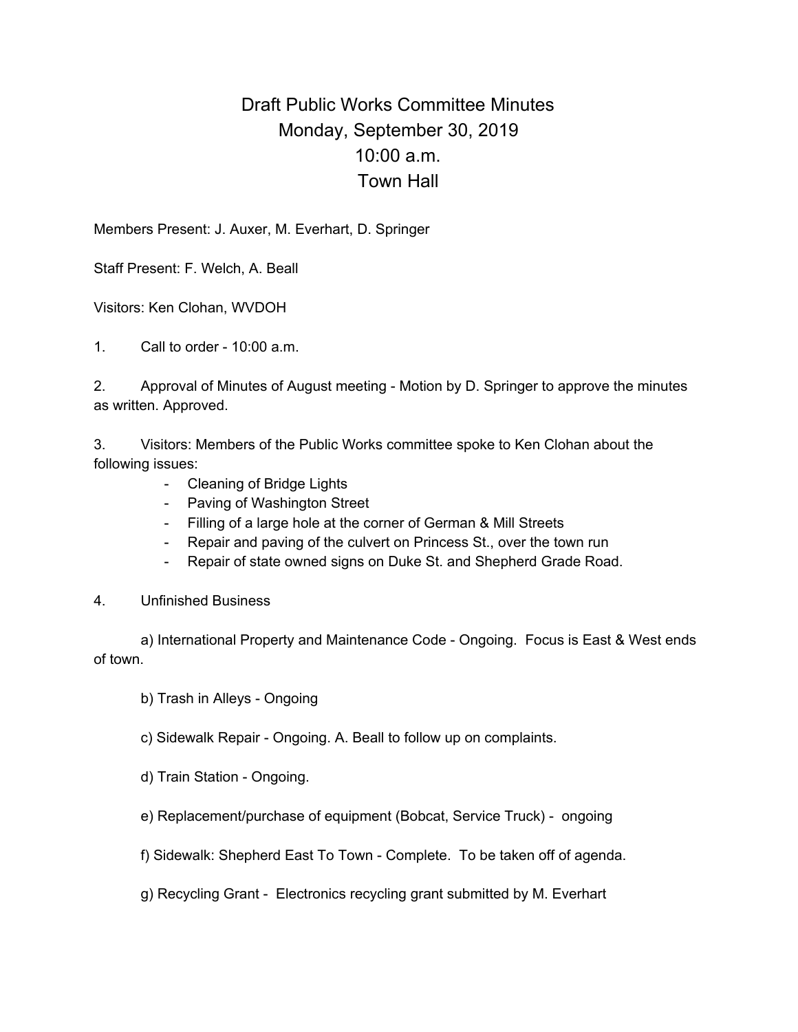# Draft Public Works Committee Minutes
## Monday, September 30, 2019
## 10:00 a.m.
## Town Hall

Members Present: J. Auxer, M. Everhart, D. Springer

Staff Present: F. Welch, A. Beall

Visitors: Ken Clohan, WVDOH

1. Call to order - 10:00 a.m.

2. Approval of Minutes of August meeting - Motion by D. Springer to approve the minutes as written. Approved.

3. Visitors: Members of the Public Works committee spoke to Ken Clohan about the following issues:
   - Cleaning of Bridge Lights
   - Paving of Washington Street
   - Filling of a large hole at the corner of German & Mill Streets
   - Repair and paving of the culvert on Princess St., over the town run
   - Repair of state owned signs on Duke St. and Shepherd Grade Road.

4. Unfinished Business

   a) International Property and Maintenance Code - Ongoing. Focus is East & West ends of town.

   b) Trash in Alleys - Ongoing

   c) Sidewalk Repair - Ongoing. A. Beall to follow up on complaints.

   d) Train Station - Ongoing.

   e) Replacement/purchase of equipment (Bobcat, Service Truck) - ongoing

   f) Sidewalk: Shepherd East To Town - Complete. To be taken off of agenda.

   g) Recycling Grant - Electronics recycling grant submitted by M. Everhart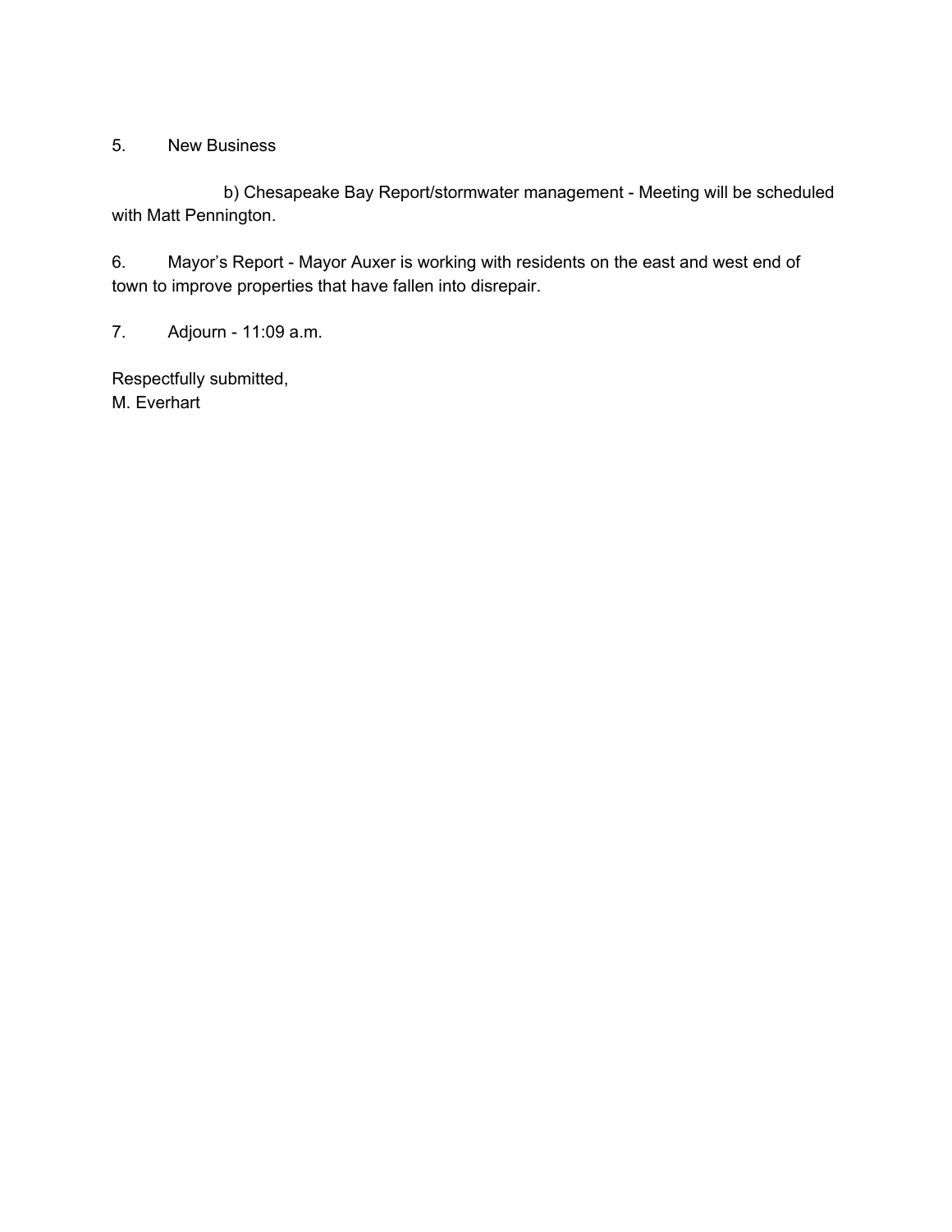5. New Business

b) Chesapeake Bay Report/stormwater management - Meeting will be scheduled with Matt Pennington.

6. Mayor's Report - Mayor Auxer is working with residents on the east and west end of town to improve properties that have fallen into disrepair.

7. Adjourn - 11:09 a.m.

Respectfully submitted,
M. Everhart